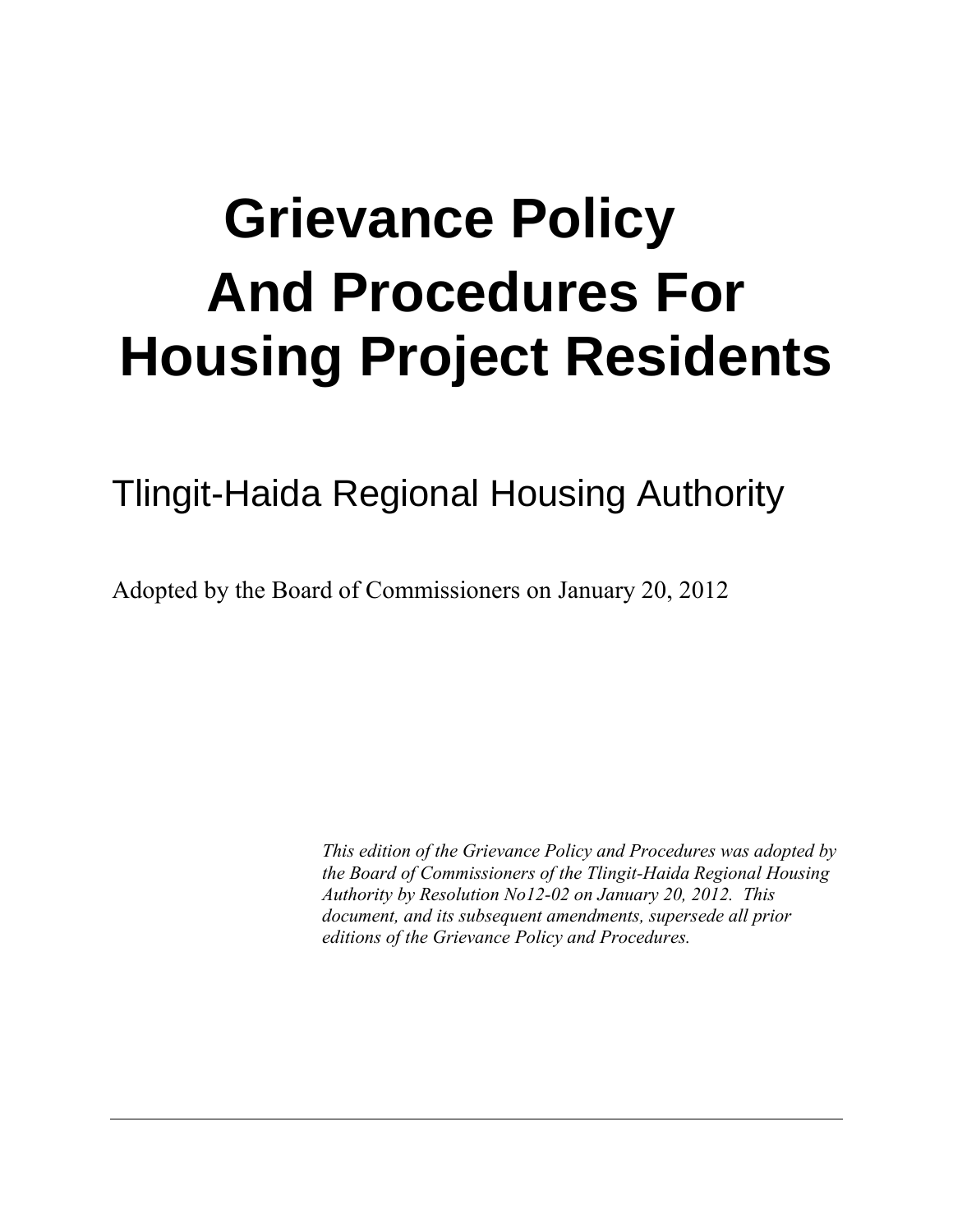# Grievance Policy And Procedures For Housing Project Residents

## Tlingit-Haida Regional Housing Authority

Adopted by the Board of Commissioners on January 20, 2012

*This edition of the Grievance Policy and Procedures was adopted by the Board of Commissioners of the Tlingit-Haida Regional Housing Authority by Resolution No12-02 on January 20, 2012. This document, and its subsequent amendments, supersede all prior editions of the Grievance Policy and Procedures.*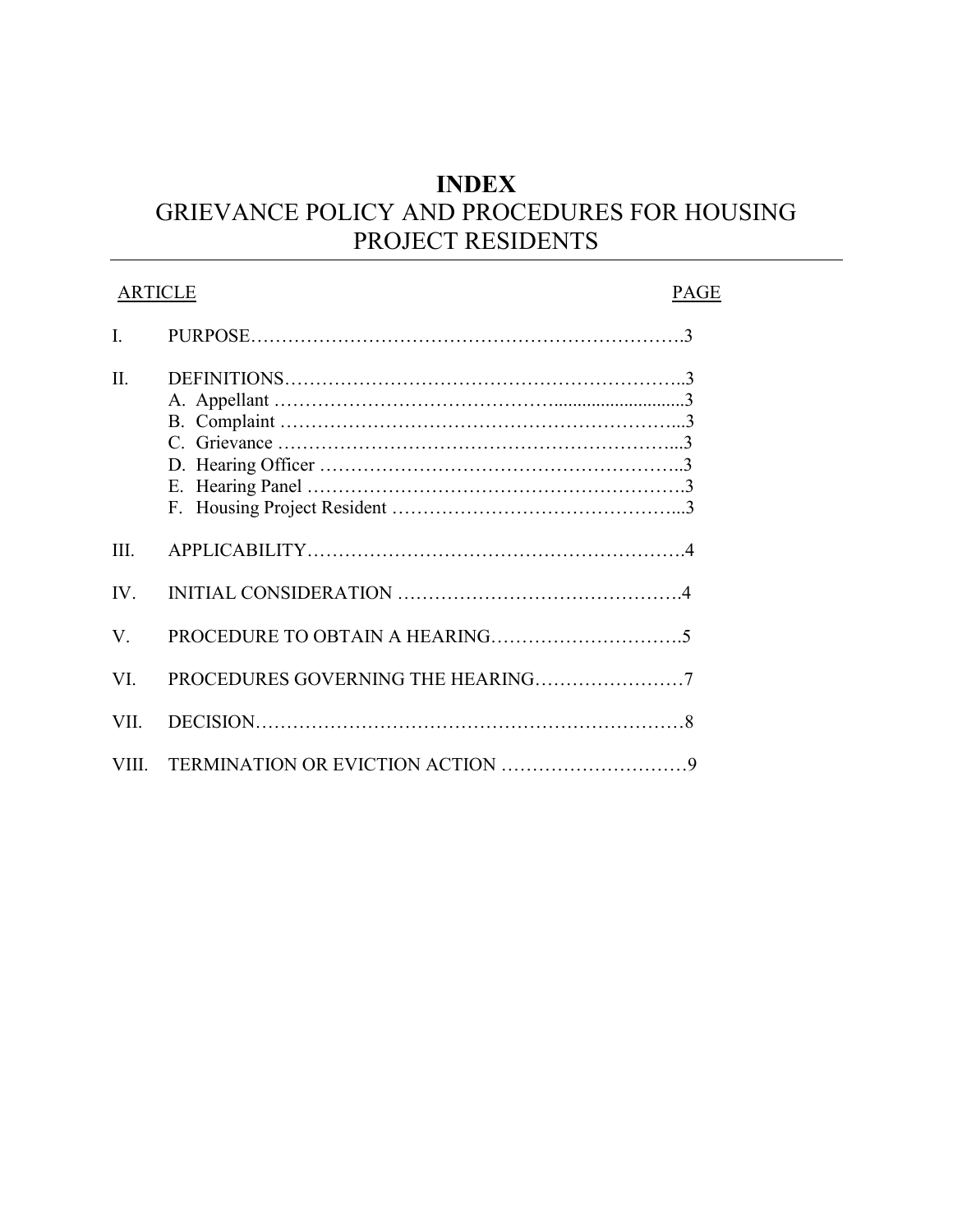# INDEX

## GRIEVANCE POLICY AND PROCEDURES FOR HOUSING PROJECT RESIDENTS

| ARTICLE | | PAGE |
|---|---|---|
| I. | PURPOSE | 3 |
| II. | DEFINITIONS | 3 |
| | A. Appellant | 3 |
| | B. Complaint | 3 |
| | C. Grievance | 3 |
| | D. Hearing Officer | 3 |
| | E. Hearing Panel | 3 |
| | F. Housing Project Resident | 3 |
| III. | APPLICABILITY | 4 |
| IV. | INITIAL CONSIDERATION | 4 |
| V. | PROCEDURE TO OBTAIN A HEARING | 5 |
| VI. | PROCEDURES GOVERNING THE HEARING | 7 |
| VII. | DECISION | 8 |
| VIII. | TERMINATION OR EVICTION ACTION | 9 |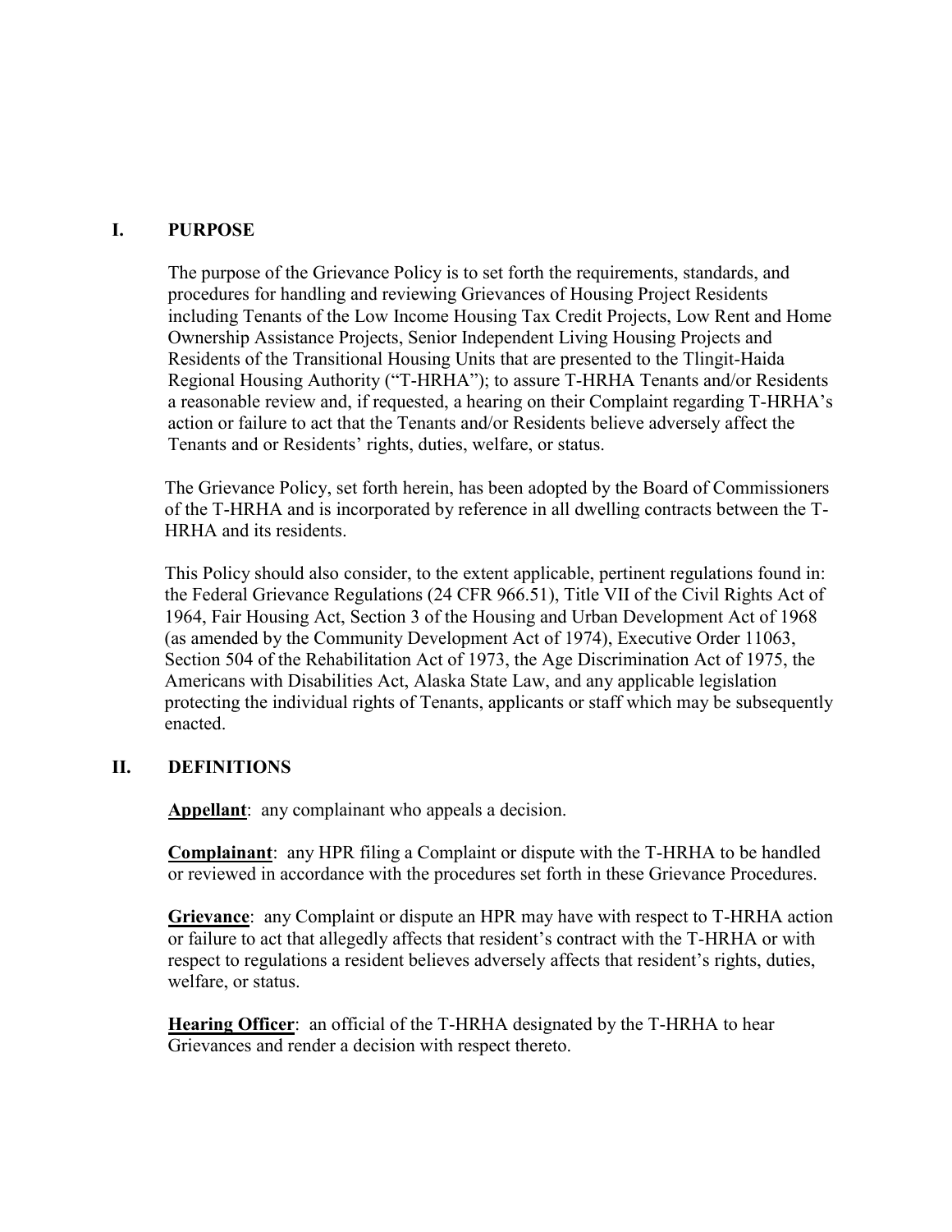## I. PURPOSE

The purpose of the Grievance Policy is to set forth the requirements, standards, and procedures for handling and reviewing Grievances of Housing Project Residents including Tenants of the Low Income Housing Tax Credit Projects, Low Rent and Home Ownership Assistance Projects, Senior Independent Living Housing Projects and Residents of the Transitional Housing Units that are presented to the Tlingit-Haida Regional Housing Authority ("T-HRHA"); to assure T-HRHA Tenants and/or Residents a reasonable review and, if requested, a hearing on their Complaint regarding T-HRHA's action or failure to act that the Tenants and/or Residents believe adversely affect the Tenants and or Residents' rights, duties, welfare, or status.

The Grievance Policy, set forth herein, has been adopted by the Board of Commissioners of the T-HRHA and is incorporated by reference in all dwelling contracts between the T-HRHA and its residents.

This Policy should also consider, to the extent applicable, pertinent regulations found in: the Federal Grievance Regulations (24 CFR 966.51), Title VII of the Civil Rights Act of 1964, Fair Housing Act, Section 3 of the Housing and Urban Development Act of 1968 (as amended by the Community Development Act of 1974), Executive Order 11063, Section 504 of the Rehabilitation Act of 1973, the Age Discrimination Act of 1975, the Americans with Disabilities Act, Alaska State Law, and any applicable legislation protecting the individual rights of Tenants, applicants or staff which may be subsequently enacted.

## II. DEFINITIONS

**Appellant**: any complainant who appeals a decision.

**Complainant**: any HPR filing a Complaint or dispute with the T-HRHA to be handled or reviewed in accordance with the procedures set forth in these Grievance Procedures.

**Grievance**: any Complaint or dispute an HPR may have with respect to T-HRHA action or failure to act that allegedly affects that resident's contract with the T-HRHA or with respect to regulations a resident believes adversely affects that resident's rights, duties, welfare, or status.

**Hearing Officer**: an official of the T-HRHA designated by the T-HRHA to hear Grievances and render a decision with respect thereto.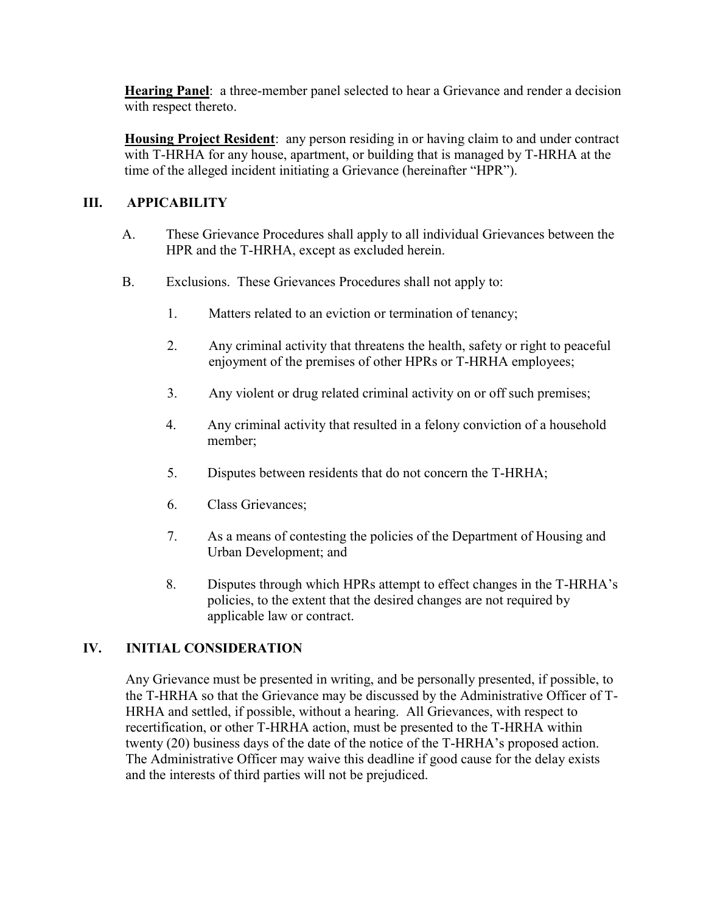**Hearing Panel**: a three-member panel selected to hear a Grievance and render a decision with respect thereto.

**Housing Project Resident**: any person residing in or having claim to and under contract with T-HRHA for any house, apartment, or building that is managed by T-HRHA at the time of the alleged incident initiating a Grievance (hereinafter "HPR").

## III. APPICABILITY

A. These Grievance Procedures shall apply to all individual Grievances between the HPR and the T-HRHA, except as excluded herein.

B. Exclusions. These Grievances Procedures shall not apply to:

1. Matters related to an eviction or termination of tenancy;

2. Any criminal activity that threatens the health, safety or right to peaceful enjoyment of the premises of other HPRs or T-HRHA employees;

3. Any violent or drug related criminal activity on or off such premises;

4. Any criminal activity that resulted in a felony conviction of a household member;

5. Disputes between residents that do not concern the T-HRHA;

6. Class Grievances;

7. As a means of contesting the policies of the Department of Housing and Urban Development; and

8. Disputes through which HPRs attempt to effect changes in the T-HRHA's policies, to the extent that the desired changes are not required by applicable law or contract.

## IV. INITIAL CONSIDERATION

Any Grievance must be presented in writing, and be personally presented, if possible, to the T-HRHA so that the Grievance may be discussed by the Administrative Officer of T-HRHA and settled, if possible, without a hearing. All Grievances, with respect to recertification, or other T-HRHA action, must be presented to the T-HRHA within twenty (20) business days of the date of the notice of the T-HRHA's proposed action. The Administrative Officer may waive this deadline if good cause for the delay exists and the interests of third parties will not be prejudiced.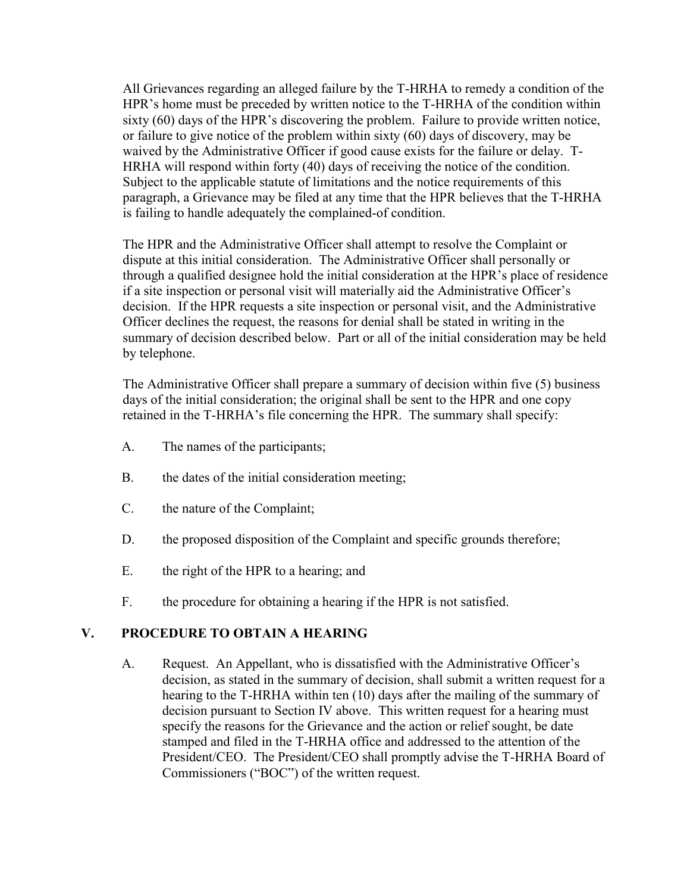All Grievances regarding an alleged failure by the T-HRHA to remedy a condition of the HPR's home must be preceded by written notice to the T-HRHA of the condition within sixty (60) days of the HPR's discovering the problem. Failure to provide written notice, or failure to give notice of the problem within sixty (60) days of discovery, may be waived by the Administrative Officer if good cause exists for the failure or delay. T-HRHA will respond within forty (40) days of receiving the notice of the condition. Subject to the applicable statute of limitations and the notice requirements of this paragraph, a Grievance may be filed at any time that the HPR believes that the T-HRHA is failing to handle adequately the complained-of condition.

The HPR and the Administrative Officer shall attempt to resolve the Complaint or dispute at this initial consideration. The Administrative Officer shall personally or through a qualified designee hold the initial consideration at the HPR's place of residence if a site inspection or personal visit will materially aid the Administrative Officer's decision. If the HPR requests a site inspection or personal visit, and the Administrative Officer declines the request, the reasons for denial shall be stated in writing in the summary of decision described below. Part or all of the initial consideration may be held by telephone.

The Administrative Officer shall prepare a summary of decision within five (5) business days of the initial consideration; the original shall be sent to the HPR and one copy retained in the T-HRHA's file concerning the HPR. The summary shall specify:

A. The names of the participants;

B. the dates of the initial consideration meeting;

C. the nature of the Complaint;

D. the proposed disposition of the Complaint and specific grounds therefore;

E. the right of the HPR to a hearing; and

F. the procedure for obtaining a hearing if the HPR is not satisfied.

## V. PROCEDURE TO OBTAIN A HEARING

A. Request. An Appellant, who is dissatisfied with the Administrative Officer's decision, as stated in the summary of decision, shall submit a written request for a hearing to the T-HRHA within ten (10) days after the mailing of the summary of decision pursuant to Section IV above. This written request for a hearing must specify the reasons for the Grievance and the action or relief sought, be date stamped and filed in the T-HRHA office and addressed to the attention of the President/CEO. The President/CEO shall promptly advise the T-HRHA Board of Commissioners ("BOC") of the written request.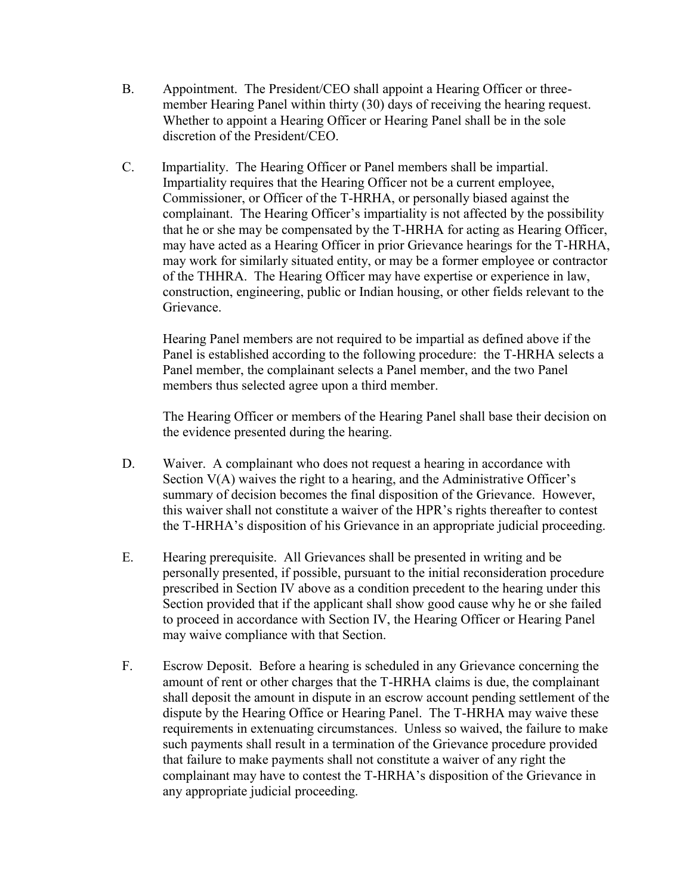B. Appointment. The President/CEO shall appoint a Hearing Officer or three-member Hearing Panel within thirty (30) days of receiving the hearing request. Whether to appoint a Hearing Officer or Hearing Panel shall be in the sole discretion of the President/CEO.

C. Impartiality. The Hearing Officer or Panel members shall be impartial. Impartiality requires that the Hearing Officer not be a current employee, Commissioner, or Officer of the T-HRHA, or personally biased against the complainant. The Hearing Officer's impartiality is not affected by the possibility that he or she may be compensated by the T-HRHA for acting as Hearing Officer, may have acted as a Hearing Officer in prior Grievance hearings for the T-HRHA, may work for similarly situated entity, or may be a former employee or contractor of the THHRA. The Hearing Officer may have expertise or experience in law, construction, engineering, public or Indian housing, or other fields relevant to the Grievance.

   Hearing Panel members are not required to be impartial as defined above if the Panel is established according to the following procedure: the T-HRHA selects a Panel member, the complainant selects a Panel member, and the two Panel members thus selected agree upon a third member.

   The Hearing Officer or members of the Hearing Panel shall base their decision on the evidence presented during the hearing.

D. Waiver. A complainant who does not request a hearing in accordance with Section V(A) waives the right to a hearing, and the Administrative Officer's summary of decision becomes the final disposition of the Grievance. However, this waiver shall not constitute a waiver of the HPR's rights thereafter to contest the T-HRHA's disposition of his Grievance in an appropriate judicial proceeding.

E. Hearing prerequisite. All Grievances shall be presented in writing and be personally presented, if possible, pursuant to the initial reconsideration procedure prescribed in Section IV above as a condition precedent to the hearing under this Section provided that if the applicant shall show good cause why he or she failed to proceed in accordance with Section IV, the Hearing Officer or Hearing Panel may waive compliance with that Section.

F. Escrow Deposit. Before a hearing is scheduled in any Grievance concerning the amount of rent or other charges that the T-HRHA claims is due, the complainant shall deposit the amount in dispute in an escrow account pending settlement of the dispute by the Hearing Office or Hearing Panel. The T-HRHA may waive these requirements in extenuating circumstances. Unless so waived, the failure to make such payments shall result in a termination of the Grievance procedure provided that failure to make payments shall not constitute a waiver of any right the complainant may have to contest the T-HRHA's disposition of the Grievance in any appropriate judicial proceeding.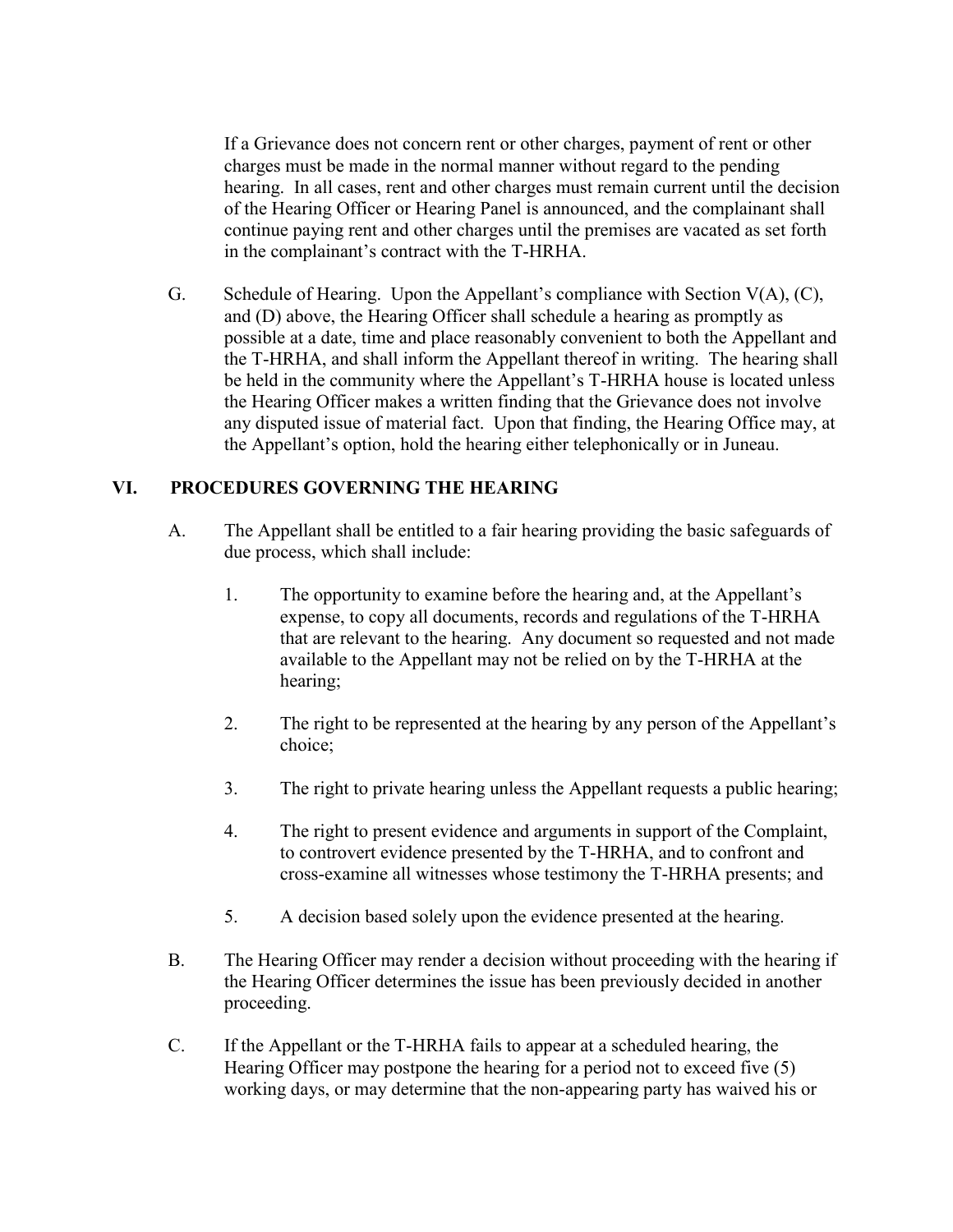If a Grievance does not concern rent or other charges, payment of rent or other charges must be made in the normal manner without regard to the pending hearing. In all cases, rent and other charges must remain current until the decision of the Hearing Officer or Hearing Panel is announced, and the complainant shall continue paying rent and other charges until the premises are vacated as set forth in the complainant's contract with the T-HRHA.

G. Schedule of Hearing. Upon the Appellant's compliance with Section V(A), (C), and (D) above, the Hearing Officer shall schedule a hearing as promptly as possible at a date, time and place reasonably convenient to both the Appellant and the T-HRHA, and shall inform the Appellant thereof in writing. The hearing shall be held in the community where the Appellant's T-HRHA house is located unless the Hearing Officer makes a written finding that the Grievance does not involve any disputed issue of material fact. Upon that finding, the Hearing Office may, at the Appellant's option, hold the hearing either telephonically or in Juneau.

## VI. PROCEDURES GOVERNING THE HEARING

A. The Appellant shall be entitled to a fair hearing providing the basic safeguards of due process, which shall include:

1. The opportunity to examine before the hearing and, at the Appellant's expense, to copy all documents, records and regulations of the T-HRHA that are relevant to the hearing. Any document so requested and not made available to the Appellant may not be relied on by the T-HRHA at the hearing;

2. The right to be represented at the hearing by any person of the Appellant's choice;

3. The right to private hearing unless the Appellant requests a public hearing;

4. The right to present evidence and arguments in support of the Complaint, to controvert evidence presented by the T-HRHA, and to confront and cross-examine all witnesses whose testimony the T-HRHA presents; and

5. A decision based solely upon the evidence presented at the hearing.

B. The Hearing Officer may render a decision without proceeding with the hearing if the Hearing Officer determines the issue has been previously decided in another proceeding.

C. If the Appellant or the T-HRHA fails to appear at a scheduled hearing, the Hearing Officer may postpone the hearing for a period not to exceed five (5) working days, or may determine that the non-appearing party has waived his or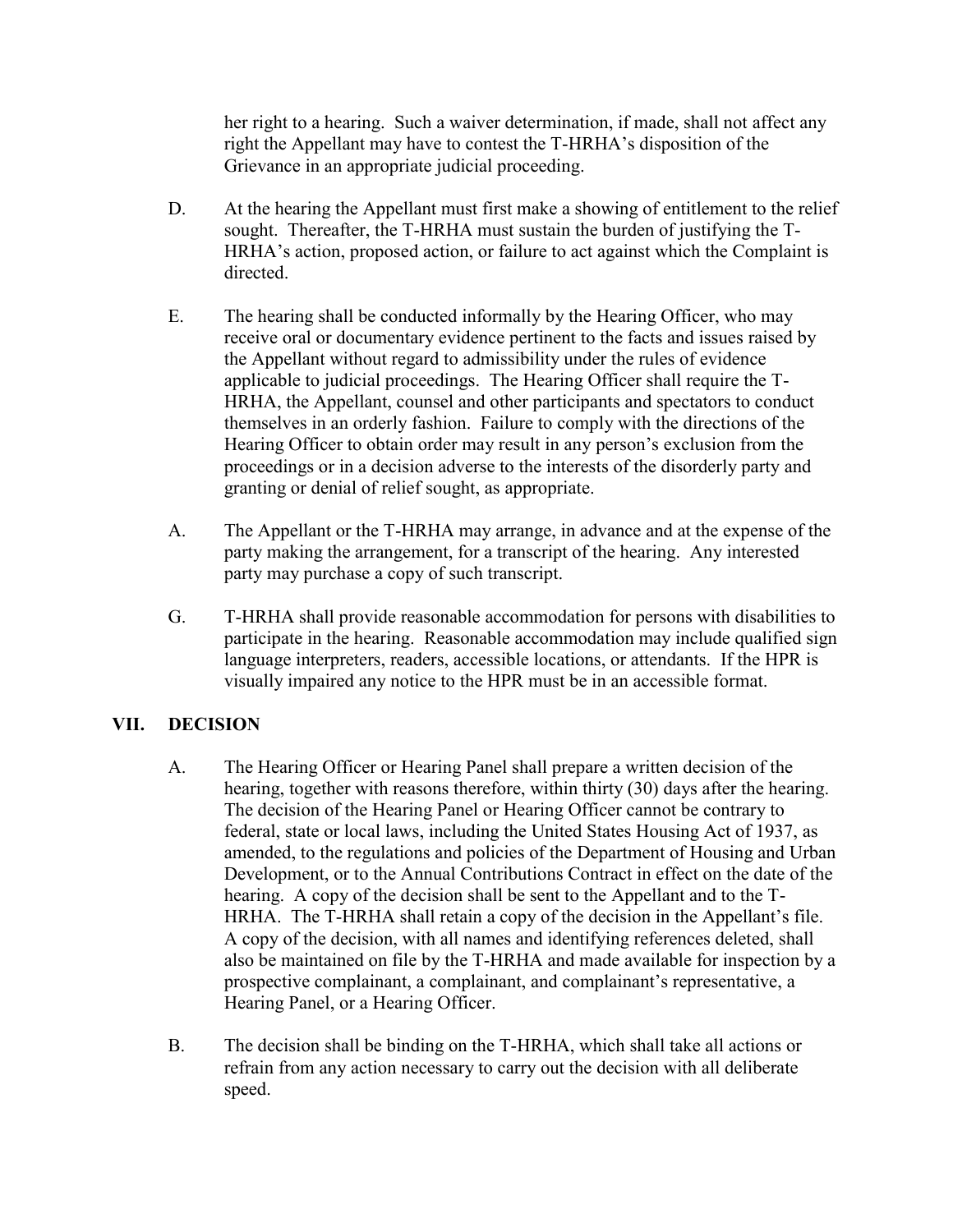her right to a hearing. Such a waiver determination, if made, shall not affect any right the Appellant may have to contest the T-HRHA's disposition of the Grievance in an appropriate judicial proceeding.

D. At the hearing the Appellant must first make a showing of entitlement to the relief sought. Thereafter, the T-HRHA must sustain the burden of justifying the T-HRHA's action, proposed action, or failure to act against which the Complaint is directed.

E. The hearing shall be conducted informally by the Hearing Officer, who may receive oral or documentary evidence pertinent to the facts and issues raised by the Appellant without regard to admissibility under the rules of evidence applicable to judicial proceedings. The Hearing Officer shall require the T-HRHA, the Appellant, counsel and other participants and spectators to conduct themselves in an orderly fashion. Failure to comply with the directions of the Hearing Officer to obtain order may result in any person's exclusion from the proceedings or in a decision adverse to the interests of the disorderly party and granting or denial of relief sought, as appropriate.

A. The Appellant or the T-HRHA may arrange, in advance and at the expense of the party making the arrangement, for a transcript of the hearing. Any interested party may purchase a copy of such transcript.

G. T-HRHA shall provide reasonable accommodation for persons with disabilities to participate in the hearing. Reasonable accommodation may include qualified sign language interpreters, readers, accessible locations, or attendants. If the HPR is visually impaired any notice to the HPR must be in an accessible format.

## VII. DECISION

A. The Hearing Officer or Hearing Panel shall prepare a written decision of the hearing, together with reasons therefore, within thirty (30) days after the hearing. The decision of the Hearing Panel or Hearing Officer cannot be contrary to federal, state or local laws, including the United States Housing Act of 1937, as amended, to the regulations and policies of the Department of Housing and Urban Development, or to the Annual Contributions Contract in effect on the date of the hearing. A copy of the decision shall be sent to the Appellant and to the T-HRHA. The T-HRHA shall retain a copy of the decision in the Appellant's file. A copy of the decision, with all names and identifying references deleted, shall also be maintained on file by the T-HRHA and made available for inspection by a prospective complainant, a complainant, and complainant's representative, a Hearing Panel, or a Hearing Officer.

B. The decision shall be binding on the T-HRHA, which shall take all actions or refrain from any action necessary to carry out the decision with all deliberate speed.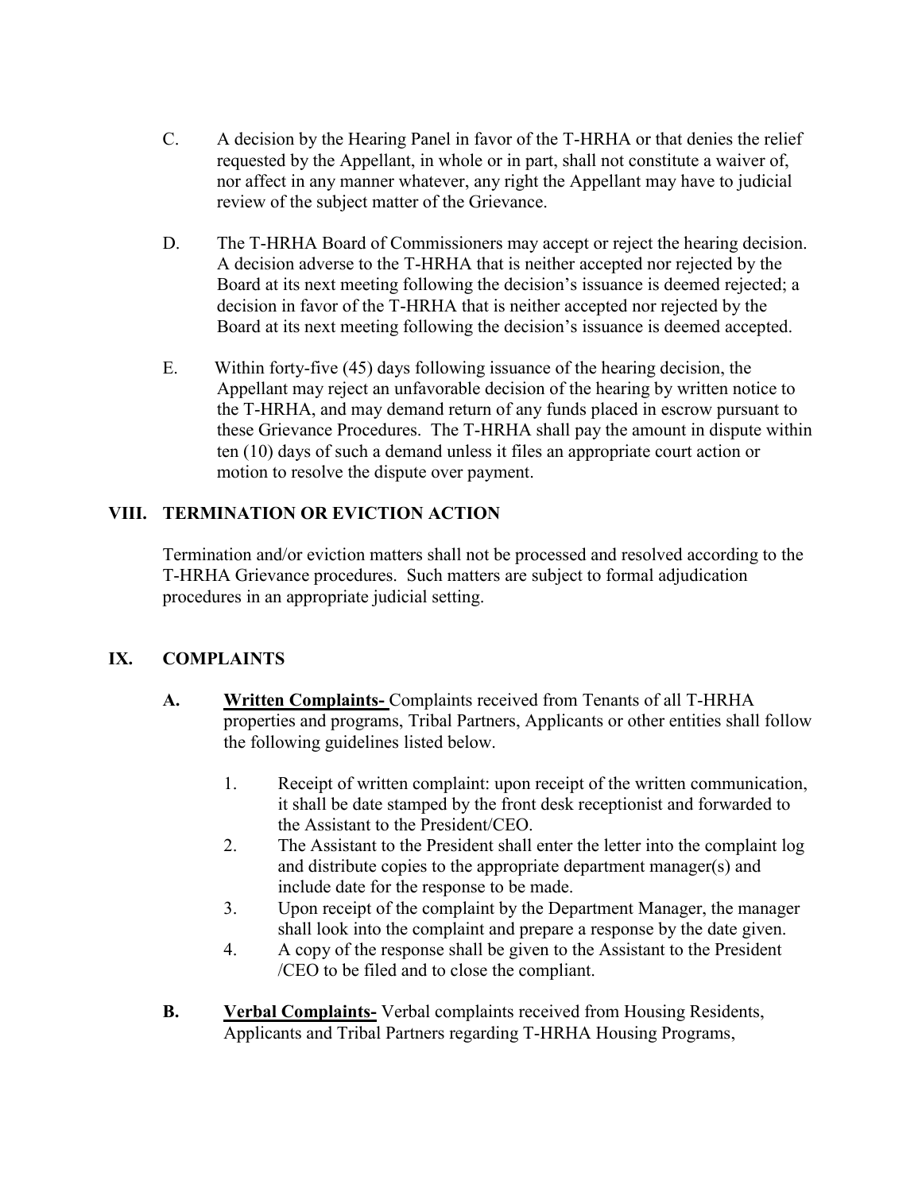C. A decision by the Hearing Panel in favor of the T-HRHA or that denies the relief requested by the Appellant, in whole or in part, shall not constitute a waiver of, nor affect in any manner whatever, any right the Appellant may have to judicial review of the subject matter of the Grievance.

D. The T-HRHA Board of Commissioners may accept or reject the hearing decision. A decision adverse to the T-HRHA that is neither accepted nor rejected by the Board at its next meeting following the decision's issuance is deemed rejected; a decision in favor of the T-HRHA that is neither accepted nor rejected by the Board at its next meeting following the decision's issuance is deemed accepted.

E. Within forty-five (45) days following issuance of the hearing decision, the Appellant may reject an unfavorable decision of the hearing by written notice to the T-HRHA, and may demand return of any funds placed in escrow pursuant to these Grievance Procedures. The T-HRHA shall pay the amount in dispute within ten (10) days of such a demand unless it files an appropriate court action or motion to resolve the dispute over payment.

## VIII. TERMINATION OR EVICTION ACTION

Termination and/or eviction matters shall not be processed and resolved according to the T-HRHA Grievance procedures. Such matters are subject to formal adjudication procedures in an appropriate judicial setting.

## IX. COMPLAINTS

**A. Written Complaints-** Complaints received from Tenants of all T-HRHA properties and programs, Tribal Partners, Applicants or other entities shall follow the following guidelines listed below.

1. Receipt of written complaint: upon receipt of the written communication, it shall be date stamped by the front desk receptionist and forwarded to the Assistant to the President/CEO.
2. The Assistant to the President shall enter the letter into the complaint log and distribute copies to the appropriate department manager(s) and include date for the response to be made.
3. Upon receipt of the complaint by the Department Manager, the manager shall look into the complaint and prepare a response by the date given.
4. A copy of the response shall be given to the Assistant to the President /CEO to be filed and to close the compliant.

**B. Verbal Complaints-** Verbal complaints received from Housing Residents, Applicants and Tribal Partners regarding T-HRHA Housing Programs,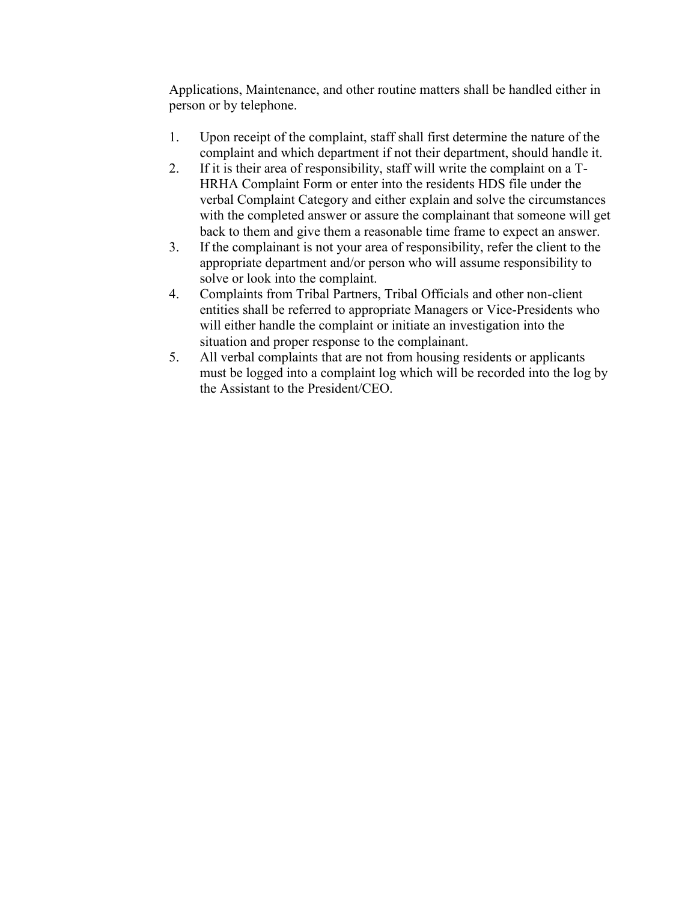Applications, Maintenance, and other routine matters shall be handled either in person or by telephone.

1. Upon receipt of the complaint, staff shall first determine the nature of the complaint and which department if not their department, should handle it.
2. If it is their area of responsibility, staff will write the complaint on a T-HRHA Complaint Form or enter into the residents HDS file under the verbal Complaint Category and either explain and solve the circumstances with the completed answer or assure the complainant that someone will get back to them and give them a reasonable time frame to expect an answer.
3. If the complainant is not your area of responsibility, refer the client to the appropriate department and/or person who will assume responsibility to solve or look into the complaint.
4. Complaints from Tribal Partners, Tribal Officials and other non-client entities shall be referred to appropriate Managers or Vice-Presidents who will either handle the complaint or initiate an investigation into the situation and proper response to the complainant.
5. All verbal complaints that are not from housing residents or applicants must be logged into a complaint log which will be recorded into the log by the Assistant to the President/CEO.